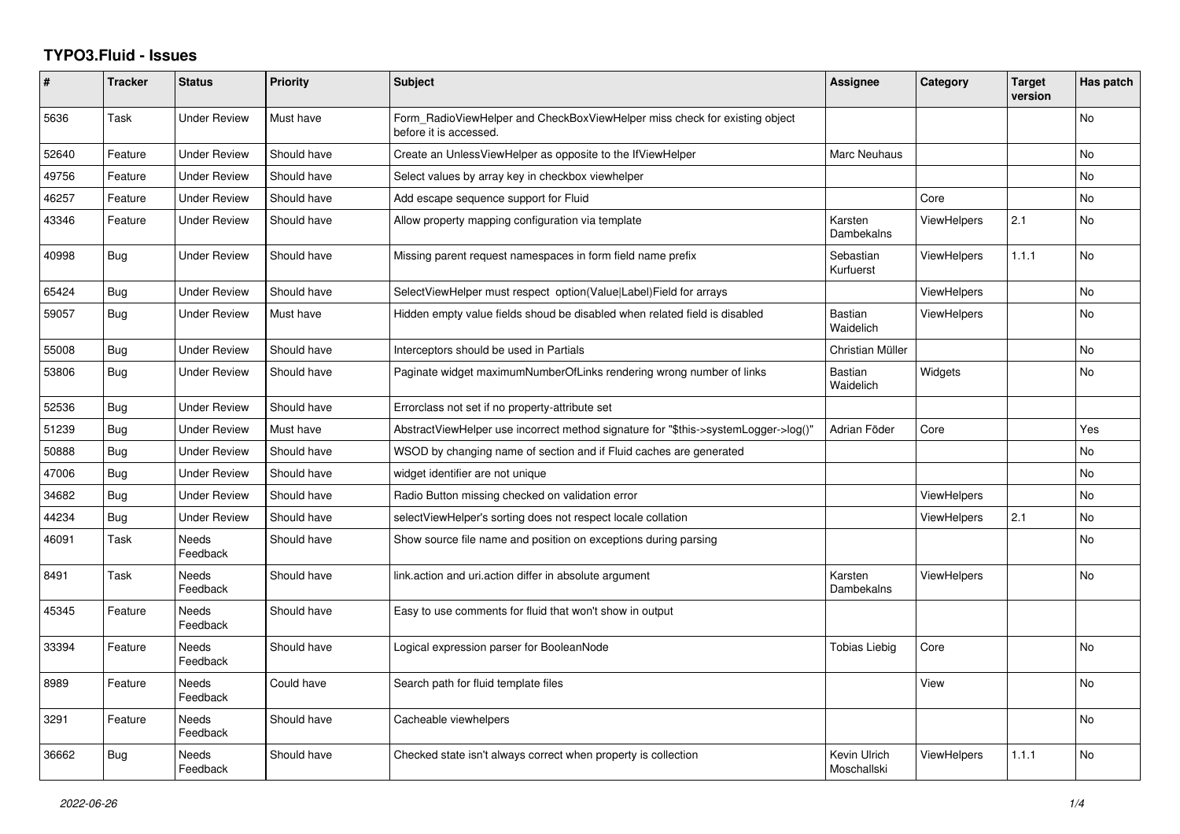# TYPO3.Fluid - Issues

| # | Tracker | Status | Priority | Subject | Assignee | Category | Target version | Has patch |
|---|---|---|---|---|---|---|---|---|
| 5636 | Task | Under Review | Must have | Form_RadioViewHelper and CheckBoxViewHelper miss check for existing object before it is accessed. | | | | No |
| 52640 | Feature | Under Review | Should have | Create an UnlessViewHelper as opposite to the IfViewHelper | Marc Neuhaus | | | No |
| 49756 | Feature | Under Review | Should have | Select values by array key in checkbox viewhelper | | | | No |
| 46257 | Feature | Under Review | Should have | Add escape sequence support for Fluid | | Core | | No |
| 43346 | Feature | Under Review | Should have | Allow property mapping configuration via template | Karsten Dambekalns | ViewHelpers | 2.1 | No |
| 40998 | Bug | Under Review | Should have | Missing parent request namespaces in form field name prefix | Sebastian Kurfuerst | ViewHelpers | 1.1.1 | No |
| 65424 | Bug | Under Review | Should have | SelectViewHelper must respect option(Value\|Label)Field for arrays | | ViewHelpers | | No |
| 59057 | Bug | Under Review | Must have | Hidden empty value fields shoud be disabled when related field is disabled | Bastian Waidelich | ViewHelpers | | No |
| 55008 | Bug | Under Review | Should have | Interceptors should be used in Partials | Christian Müller | | | No |
| 53806 | Bug | Under Review | Should have | Paginate widget maximumNumberOfLinks rendering wrong number of links | Bastian Waidelich | Widgets | | No |
| 52536 | Bug | Under Review | Should have | Errorclass not set if no property-attribute set | | | | |
| 51239 | Bug | Under Review | Must have | AbstractViewHelper use incorrect method signature for "$this->systemLogger->log()" | Adrian Föder | Core | | Yes |
| 50888 | Bug | Under Review | Should have | WSOD by changing name of section and if Fluid caches are generated | | | | No |
| 47006 | Bug | Under Review | Should have | widget identifier are not unique | | | | No |
| 34682 | Bug | Under Review | Should have | Radio Button missing checked on validation error | | ViewHelpers | | No |
| 44234 | Bug | Under Review | Should have | selectViewHelper's sorting does not respect locale collation | | ViewHelpers | 2.1 | No |
| 46091 | Task | Needs Feedback | Should have | Show source file name and position on exceptions during parsing | | | | No |
| 8491 | Task | Needs Feedback | Should have | link.action and uri.action differ in absolute argument | Karsten Dambekalns | ViewHelpers | | No |
| 45345 | Feature | Needs Feedback | Should have | Easy to use comments for fluid that won't show in output | | | | |
| 33394 | Feature | Needs Feedback | Should have | Logical expression parser for BooleanNode | Tobias Liebig | Core | | No |
| 8989 | Feature | Needs Feedback | Could have | Search path for fluid template files | | View | | No |
| 3291 | Feature | Needs Feedback | Should have | Cacheable viewhelpers | | | | No |
| 36662 | Bug | Needs Feedback | Should have | Checked state isn't always correct when property is collection | Kevin Ulrich Moschallski | ViewHelpers | 1.1.1 | No |

*2022-06-26*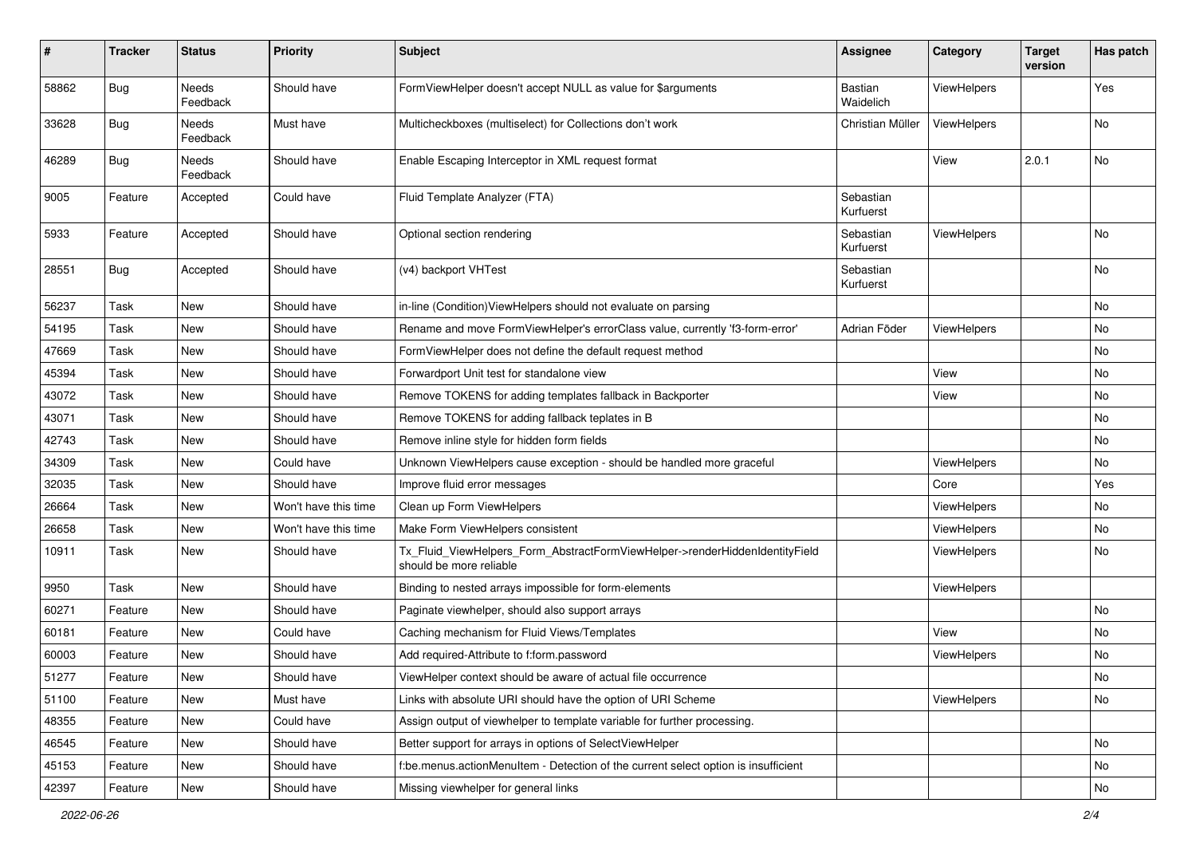| # | Tracker | Status | Priority | Subject | Assignee | Category | Target version | Has patch |
|---|---|---|---|---|---|---|---|---|
| 58862 | Bug | Needs Feedback | Should have | FormViewHelper doesn't accept NULL as value for $arguments | Bastian Waidelich | ViewHelpers | | Yes |
| 33628 | Bug | Needs Feedback | Must have | Multicheckboxes (multiselect) for Collections don't work | Christian Müller | ViewHelpers | | No |
| 46289 | Bug | Needs Feedback | Should have | Enable Escaping Interceptor in XML request format | | View | 2.0.1 | No |
| 9005 | Feature | Accepted | Could have | Fluid Template Analyzer (FTA) | Sebastian Kurfuerst | | | |
| 5933 | Feature | Accepted | Should have | Optional section rendering | Sebastian Kurfuerst | ViewHelpers | | No |
| 28551 | Bug | Accepted | Should have | (v4) backport VHTest | Sebastian Kurfuerst | | | No |
| 56237 | Task | New | Should have | in-line (Condition)ViewHelpers should not evaluate on parsing | | | | No |
| 54195 | Task | New | Should have | Rename and move FormViewHelper's errorClass value, currently 'f3-form-error' | Adrian Föder | ViewHelpers | | No |
| 47669 | Task | New | Should have | FormViewHelper does not define the default request method | | | | No |
| 45394 | Task | New | Should have | Forwardport Unit test for standalone view | | View | | No |
| 43072 | Task | New | Should have | Remove TOKENS for adding templates fallback in Backporter | | View | | No |
| 43071 | Task | New | Should have | Remove TOKENS for adding fallback teplates in B | | | | No |
| 42743 | Task | New | Should have | Remove inline style for hidden form fields | | | | No |
| 34309 | Task | New | Could have | Unknown ViewHelpers cause exception - should be handled more graceful | | ViewHelpers | | No |
| 32035 | Task | New | Should have | Improve fluid error messages | | Core | | Yes |
| 26664 | Task | New | Won't have this time | Clean up Form ViewHelpers | | ViewHelpers | | No |
| 26658 | Task | New | Won't have this time | Make Form ViewHelpers consistent | | ViewHelpers | | No |
| 10911 | Task | New | Should have | Tx_Fluid_ViewHelpers_Form_AbstractFormViewHelper->renderHiddenIdentityField should be more reliable | | ViewHelpers | | No |
| 9950 | Task | New | Should have | Binding to nested arrays impossible for form-elements | | ViewHelpers | | |
| 60271 | Feature | New | Should have | Paginate viewhelper, should also support arrays | | | | No |
| 60181 | Feature | New | Could have | Caching mechanism for Fluid Views/Templates | | View | | No |
| 60003 | Feature | New | Should have | Add required-Attribute to f:form.password | | ViewHelpers | | No |
| 51277 | Feature | New | Should have | ViewHelper context should be aware of actual file occurrence | | | | No |
| 51100 | Feature | New | Must have | Links with absolute URI should have the option of URI Scheme | | ViewHelpers | | No |
| 48355 | Feature | New | Could have | Assign output of viewhelper to template variable for further processing. | | | | |
| 46545 | Feature | New | Should have | Better support for arrays in options of SelectViewHelper | | | | No |
| 45153 | Feature | New | Should have | f:be.menus.actionMenuItem - Detection of the current select option is insufficient | | | | No |
| 42397 | Feature | New | Should have | Missing viewhelper for general links | | | | No |

2022-06-26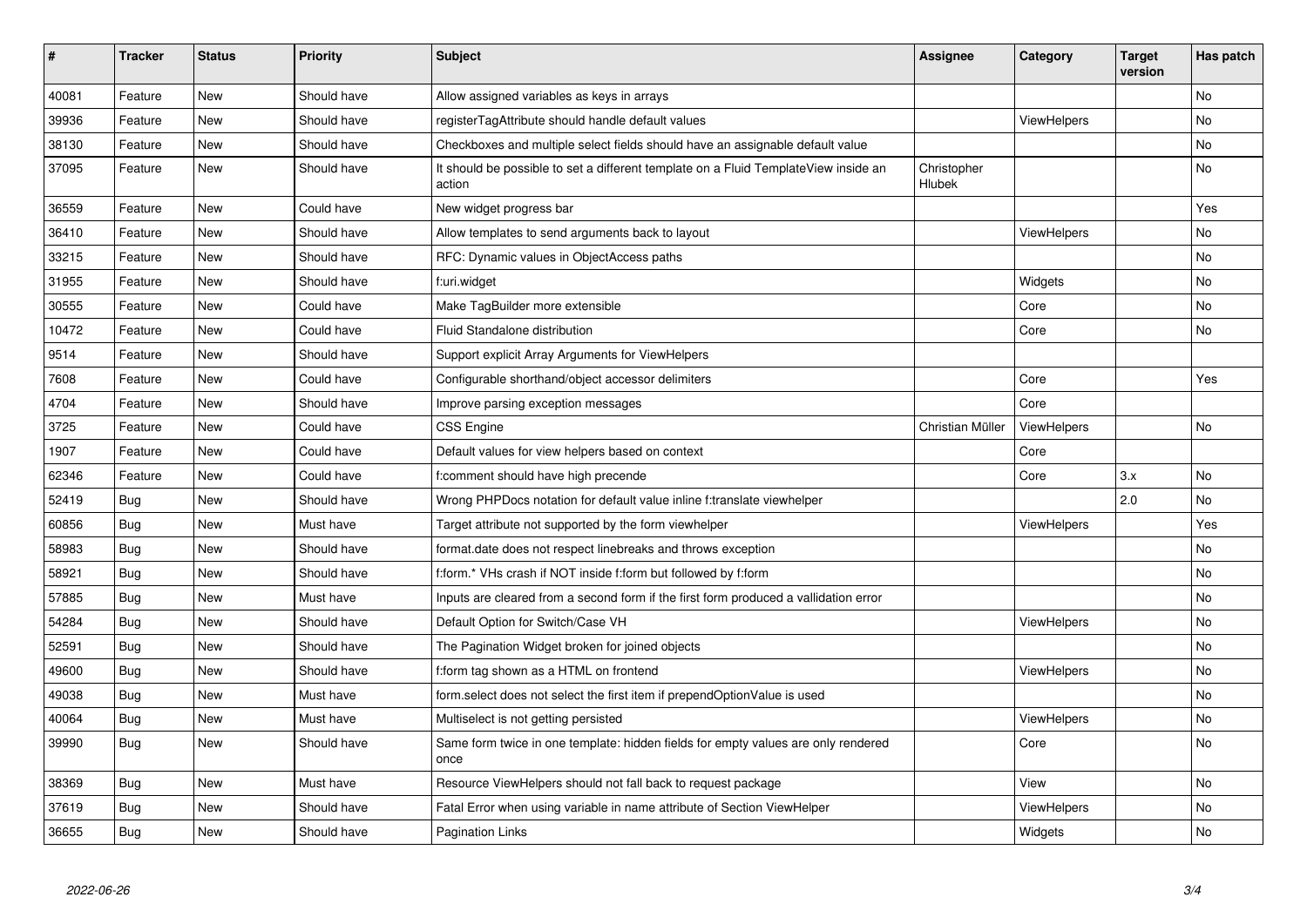| # | Tracker | Status | Priority | Subject | Assignee | Category | Target version | Has patch |
|---|---|---|---|---|---|---|---|---|
| 40081 | Feature | New | Should have | Allow assigned variables as keys in arrays | | | | No |
| 39936 | Feature | New | Should have | registerTagAttribute should handle default values | | ViewHelpers | | No |
| 38130 | Feature | New | Should have | Checkboxes and multiple select fields should have an assignable default value | | | | No |
| 37095 | Feature | New | Should have | It should be possible to set a different template on a Fluid TemplateView inside an action | Christopher Hlubek | | | No |
| 36559 | Feature | New | Could have | New widget progress bar | | | | Yes |
| 36410 | Feature | New | Should have | Allow templates to send arguments back to layout | | ViewHelpers | | No |
| 33215 | Feature | New | Should have | RFC: Dynamic values in ObjectAccess paths | | | | No |
| 31955 | Feature | New | Should have | f:uri.widget | | Widgets | | No |
| 30555 | Feature | New | Could have | Make TagBuilder more extensible | | Core | | No |
| 10472 | Feature | New | Could have | Fluid Standalone distribution | | Core | | No |
| 9514 | Feature | New | Should have | Support explicit Array Arguments for ViewHelpers | | | | |
| 7608 | Feature | New | Could have | Configurable shorthand/object accessor delimiters | | Core | | Yes |
| 4704 | Feature | New | Should have | Improve parsing exception messages | | Core | | |
| 3725 | Feature | New | Could have | CSS Engine | Christian Müller | ViewHelpers | | No |
| 1907 | Feature | New | Could have | Default values for view helpers based on context | | Core | | |
| 62346 | Feature | New | Could have | f:comment should have high precende | | Core | 3.x | No |
| 52419 | Bug | New | Should have | Wrong PHPDocs notation for default value inline f:translate viewhelper | | | 2.0 | No |
| 60856 | Bug | New | Must have | Target attribute not supported by the form viewhelper | | ViewHelpers | | Yes |
| 58983 | Bug | New | Should have | format.date does not respect linebreaks and throws exception | | | | No |
| 58921 | Bug | New | Should have | f:form.* VHs crash if NOT inside f:form but followed by f:form | | | | No |
| 57885 | Bug | New | Must have | Inputs are cleared from a second form if the first form produced a vallidation error | | | | No |
| 54284 | Bug | New | Should have | Default Option for Switch/Case VH | | ViewHelpers | | No |
| 52591 | Bug | New | Should have | The Pagination Widget broken for joined objects | | | | No |
| 49600 | Bug | New | Should have | f:form tag shown as a HTML on frontend | | ViewHelpers | | No |
| 49038 | Bug | New | Must have | form.select does not select the first item if prependOptionValue is used | | | | No |
| 40064 | Bug | New | Must have | Multiselect is not getting persisted | | ViewHelpers | | No |
| 39990 | Bug | New | Should have | Same form twice in one template: hidden fields for empty values are only rendered once | | Core | | No |
| 38369 | Bug | New | Must have | Resource ViewHelpers should not fall back to request package | | View | | No |
| 37619 | Bug | New | Should have | Fatal Error when using variable in name attribute of Section ViewHelper | | ViewHelpers | | No |
| 36655 | Bug | New | Should have | Pagination Links | | Widgets | | No |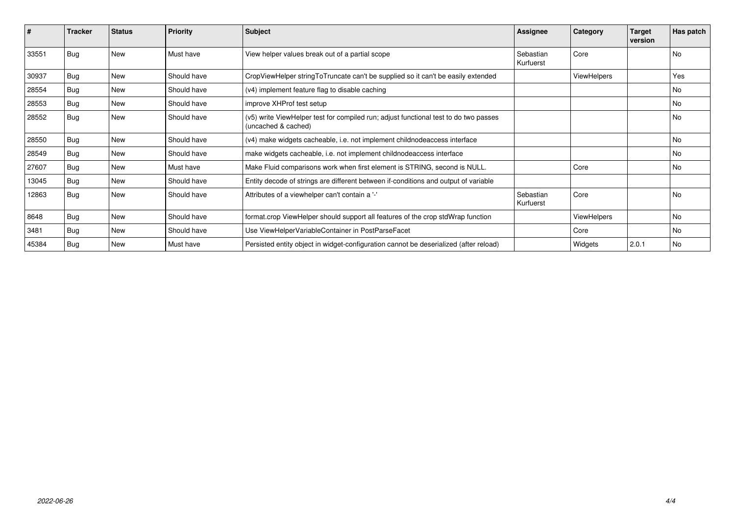| # | Tracker | Status | Priority | Subject | Assignee | Category | Target version | Has patch |
|---|---|---|---|---|---|---|---|---|
| 33551 | Bug | New | Must have | View helper values break out of a partial scope | Sebastian Kurfuerst | Core | | No |
| 30937 | Bug | New | Should have | CropViewHelper stringToTruncate can't be supplied so it can't be easily extended | | ViewHelpers | | Yes |
| 28554 | Bug | New | Should have | (v4) implement feature flag to disable caching | | | | No |
| 28553 | Bug | New | Should have | improve XHProf test setup | | | | No |
| 28552 | Bug | New | Should have | (v5) write ViewHelper test for compiled run; adjust functional test to do two passes (uncached & cached) | | | | No |
| 28550 | Bug | New | Should have | (v4) make widgets cacheable, i.e. not implement childnodeaccess interface | | | | No |
| 28549 | Bug | New | Should have | make widgets cacheable, i.e. not implement childnodeaccess interface | | | | No |
| 27607 | Bug | New | Must have | Make Fluid comparisons work when first element is STRING, second is NULL. | | Core | | No |
| 13045 | Bug | New | Should have | Entity decode of strings are different between if-conditions and output of variable | | | | |
| 12863 | Bug | New | Should have | Attributes of a viewhelper can't contain a '-' | Sebastian Kurfuerst | Core | | No |
| 8648 | Bug | New | Should have | format.crop ViewHelper should support all features of the crop stdWrap function | | ViewHelpers | | No |
| 3481 | Bug | New | Should have | Use ViewHelperVariableContainer in PostParseFacet | | Core | | No |
| 45384 | Bug | New | Must have | Persisted entity object in widget-configuration cannot be deserialized (after reload) | | Widgets | 2.0.1 | No |